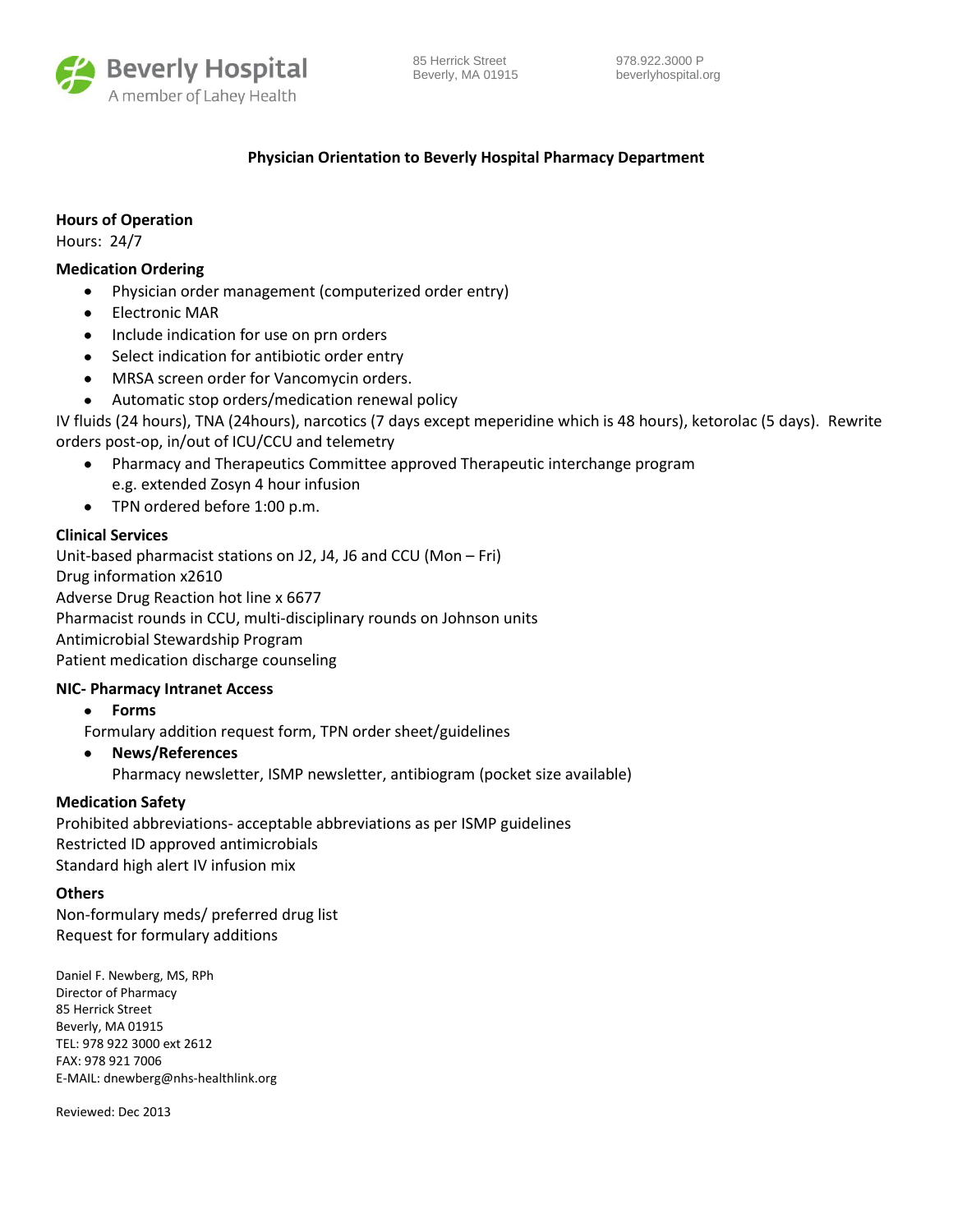Beverly Hospital
A member of Lahey Health

85 Herrick Street
Beverly, MA 01915

978.922.3000 P
beverlyhospital.org

# Physician Orientation to Beverly Hospital Pharmacy Department

**Hours of Operation**

Hours: 24/7

**Medication Ordering**

- Physician order management (computerized order entry)
- Electronic MAR
- Include indication for use on prn orders
- Select indication for antibiotic order entry
- MRSA screen order for Vancomycin orders.
- Automatic stop orders/medication renewal policy

IV fluids (24 hours), TNA (24hours), narcotics (7 days except meperidine which is 48 hours), ketorolac (5 days). Rewrite orders post-op, in/out of ICU/CCU and telemetry

- Pharmacy and Therapeutics Committee approved Therapeutic interchange program e.g. extended Zosyn 4 hour infusion
- TPN ordered before 1:00 p.m.

**Clinical Services**

Unit-based pharmacist stations on J2, J4, J6 and CCU (Mon – Fri)
Drug information x2610
Adverse Drug Reaction hot line x 6677
Pharmacist rounds in CCU, multi-disciplinary rounds on Johnson units
Antimicrobial Stewardship Program
Patient medication discharge counseling

**NIC- Pharmacy Intranet Access**

- **Forms**

  Formulary addition request form, TPN order sheet/guidelines

- **News/References**

  Pharmacy newsletter, ISMP newsletter, antibiogram (pocket size available)

**Medication Safety**

Prohibited abbreviations- acceptable abbreviations as per ISMP guidelines
Restricted ID approved antimicrobials
Standard high alert IV infusion mix

**Others**

Non-formulary meds/ preferred drug list
Request for formulary additions

Daniel F. Newberg, MS, RPh
Director of Pharmacy
85 Herrick Street
Beverly, MA 01915
TEL: 978 922 3000 ext 2612
FAX: 978 921 7006
E-MAIL: dnewberg@nhs-healthlink.org

Reviewed: Dec 2013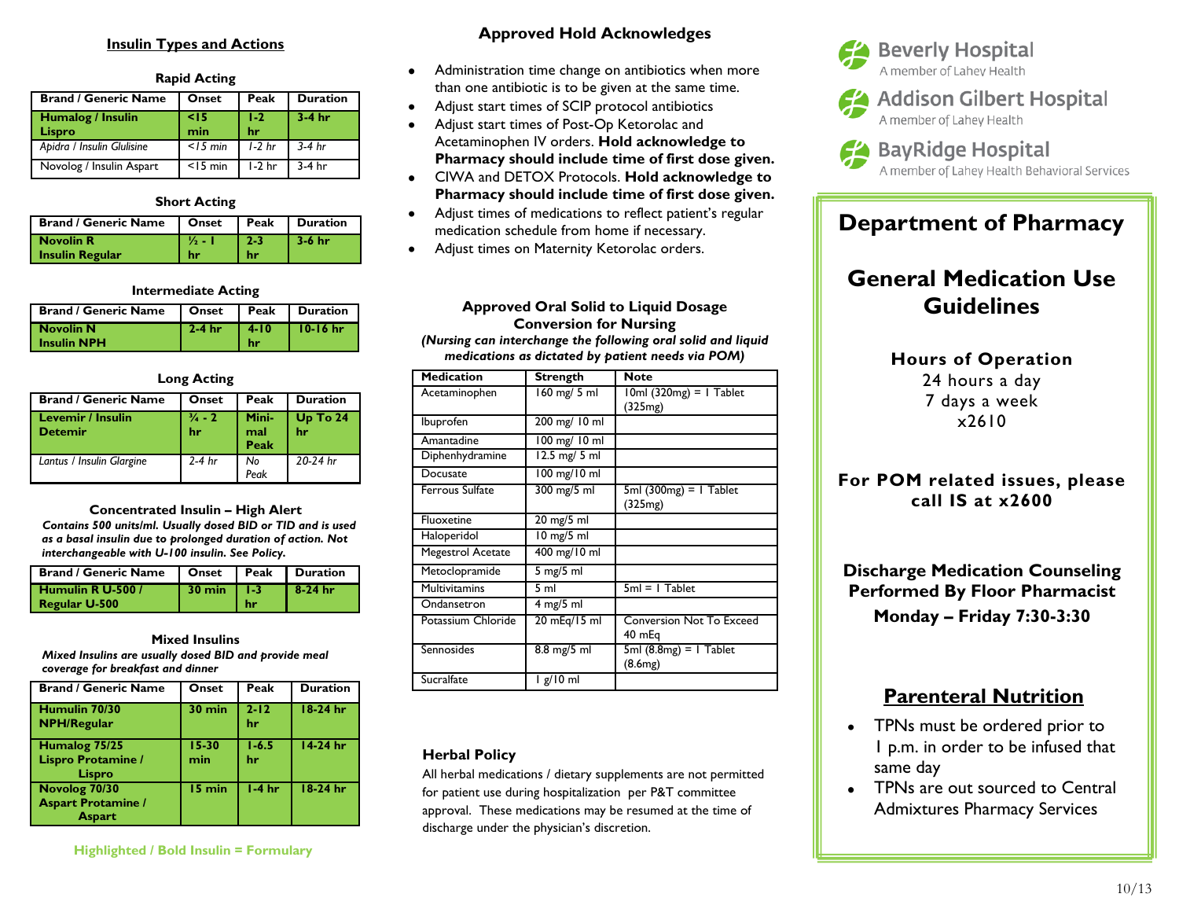## Insulin Types and Actions

### Rapid Acting

| Brand / Generic Name | Onset | Peak | Duration |
|---|---|---|---|
| **Humalog / Insulin Lispro** | **<15 min** | **1-2 hr** | **3-4 hr** |
| *Apidra / Insulin Glulisine* | *<15 min* | *1-2 hr* | *3-4 hr* |
| Novolog / Insulin Aspart | <15 min | 1-2 hr | 3-4 hr |

### Short Acting

| Brand / Generic Name | Onset | Peak | Duration |
|---|---|---|---|
| **Novolin R Insulin Regular** | **½ - 1 hr** | **2-3 hr** | **3-6 hr** |

### Intermediate Acting

| Brand / Generic Name | Onset | Peak | Duration |
|---|---|---|---|
| **Novolin N Insulin NPH** | **2-4 hr** | **4-10 hr** | **10-16 hr** |

### Long Acting

| Brand / Generic Name | Onset | Peak | Duration |
|---|---|---|---|
| **Levemir / Insulin Detemir** | **¾ - 2 hr** | **Minimal Peak** | **Up To 24 hr** |
| *Lantus / Insulin Glargine* | *2-4 hr* | *No Peak* | *20-24 hr* |

### Concentrated Insulin – High Alert

***Contains 500 units/ml. Usually dosed BID or TID and is used as a basal insulin due to prolonged duration of action. Not interchangeable with U-100 insulin. See Policy.***

| Brand / Generic Name | Onset | Peak | Duration |
|---|---|---|---|
| **Humulin R U-500 / Regular U-500** | **30 min** | **1-3 hr** | **8-24 hr** |

### Mixed Insulins

***Mixed Insulins are usually dosed BID and provide meal coverage for breakfast and dinner***

| Brand / Generic Name | Onset | Peak | Duration |
|---|---|---|---|
| **Humulin 70/30 NPH/Regular** | **30 min** | **2-12 hr** | **18-24 hr** |
| **Humalog 75/25 Lispro Protamine / Lispro** | **15-30 min** | **1-6.5 hr** | **14-24 hr** |
| **Novolog 70/30 Aspart Protamine / Aspart** | **15 min** | **1-4 hr** | **18-24 hr** |

**Highlighted / Bold Insulin = Formulary**

## Approved Hold Acknowledges

- Administration time change on antibiotics when more than one antibiotic is to be given at the same time.
- Adjust start times of SCIP protocol antibiotics
- Adjust start times of Post-Op Ketorolac and Acetaminophen IV orders. **Hold acknowledge to Pharmacy should include time of first dose given.**
- CIWA and DETOX Protocols. **Hold acknowledge to Pharmacy should include time of first dose given.**
- Adjust times of medications to reflect patient's regular medication schedule from home if necessary.
- Adjust times on Maternity Ketorolac orders.

## Approved Oral Solid to Liquid Dosage Conversion for Nursing

***(Nursing can interchange the following oral solid and liquid medications as dictated by patient needs via POM)***

| Medication | Strength | Note |
|---|---|---|
| Acetaminophen | 160 mg/ 5 ml | 10ml (320mg) = 1 Tablet (325mg) |
| Ibuprofen | 200 mg/ 10 ml | |
| Amantadine | 100 mg/ 10 ml | |
| Diphenhydramine | 12.5 mg/ 5 ml | |
| Docusate | 100 mg/10 ml | |
| Ferrous Sulfate | 300 mg/5 ml | 5ml (300mg) = 1 Tablet (325mg) |
| Fluoxetine | 20 mg/5 ml | |
| Haloperidol | 10 mg/5 ml | |
| Megestrol Acetate | 400 mg/10 ml | |
| Metoclopramide | 5 mg/5 ml | |
| Multivitamins | 5 ml | 5ml = 1 Tablet |
| Ondansetron | 4 mg/5 ml | |
| Potassium Chloride | 20 mEq/15 ml | Conversion Not To Exceed 40 mEq |
| Sennosides | 8.8 mg/5 ml | 5ml (8.8mg) = 1 Tablet (8.6mg) |
| Sucralfate | 1 g/10 ml | |

## Herbal Policy

All herbal medications / dietary supplements are not permitted for patient use during hospitalization per P&T committee approval. These medications may be resumed at the time of discharge under the physician's discretion.

Beverly Hospital
A member of Lahey Health

Addison Gilbert Hospital
A member of Lahey Health

BayRidge Hospital
A member of Lahey Health Behavioral Services

# Department of Pharmacy

# General Medication Use Guidelines

**Hours of Operation**
24 hours a day
7 days a week
x2610

**For POM related issues, please call IS at x2600**

**Discharge Medication Counseling Performed By Floor Pharmacist**
**Monday – Friday 7:30-3:30**

## Parenteral Nutrition

- TPNs must be ordered prior to 1 p.m. in order to be infused that same day
- TPNs are out sourced to Central Admixtures Pharmacy Services

10/13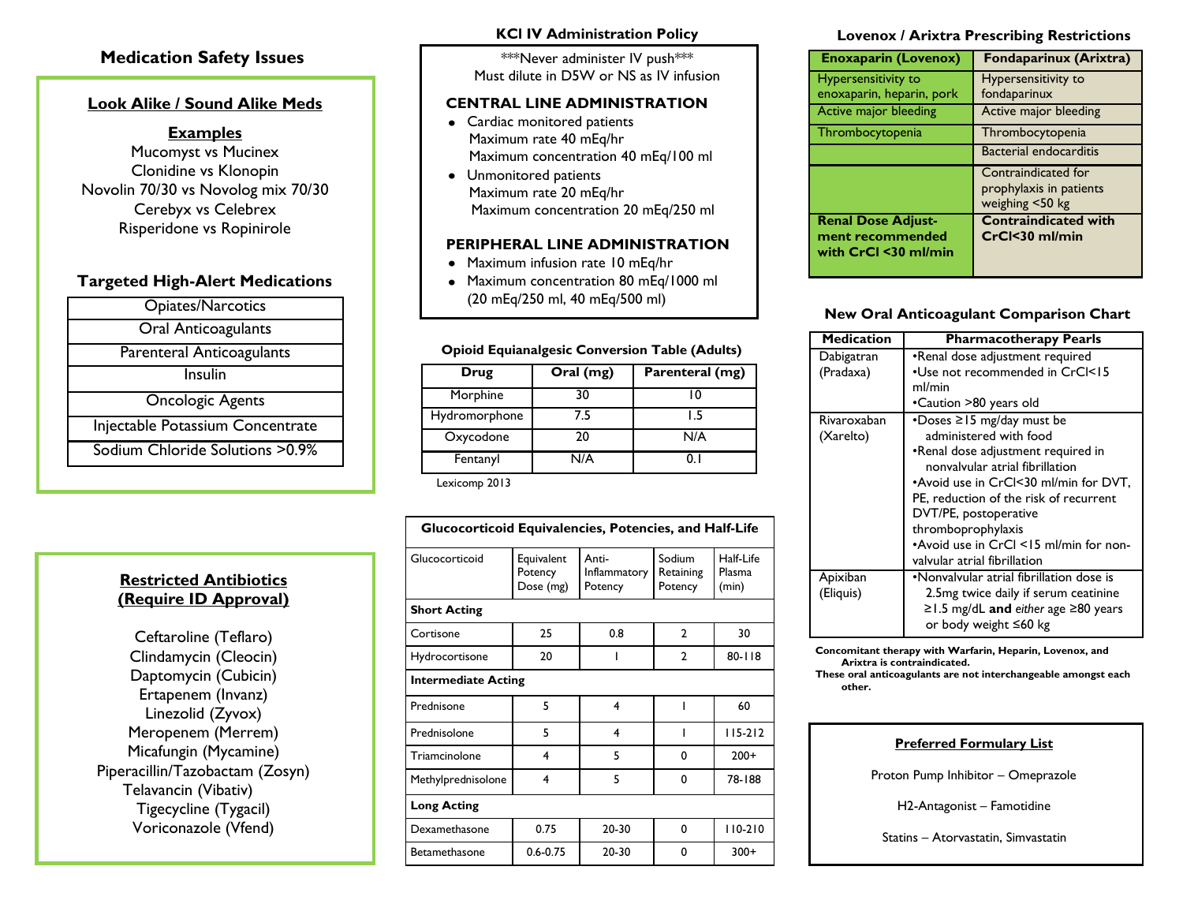## Medication Safety Issues

### Look Alike / Sound Alike Meds

**Examples**

Mucomyst vs Mucinex
Clonidine vs Klonopin
Novolin 70/30 vs Novolog mix 70/30
Cerebyx vs Celebrex
Risperidone vs Ropinirole

### Targeted High-Alert Medications

| |
|---|
| Opiates/Narcotics |
| Oral Anticoagulants |
| Parenteral Anticoagulants |
| Insulin |
| Oncologic Agents |
| Injectable Potassium Concentrate |
| Sodium Chloride Solutions >0.9% |

### Restricted Antibiotics (Require ID Approval)

Ceftaroline (Teflaro)
Clindamycin (Cleocin)
Daptomycin (Cubicin)
Ertapenem (Invanz)
Linezolid (Zyvox)
Meropenem (Merrem)
Micafungin (Mycamine)
Piperacillin/Tazobactam (Zosyn)
Telavancin (Vibativ)
Tigecycline (Tygacil)
Voriconazole (Vfend)

## KCl IV Administration Policy

***Never administer IV push***
Must dilute in D5W or NS as IV infusion

**CENTRAL LINE ADMINISTRATION**

- Cardiac monitored patients
  Maximum rate 40 mEq/hr
  Maximum concentration 40 mEq/100 ml
- Unmonitored patients
  Maximum rate 20 mEq/hr
  Maximum concentration 20 mEq/250 ml

**PERIPHERAL LINE ADMINISTRATION**

- Maximum infusion rate 10 mEq/hr
- Maximum concentration 80 mEq/1000 ml (20 mEq/250 ml, 40 mEq/500 ml)

### Opioid Equianalgesic Conversion Table (Adults)

| Drug | Oral (mg) | Parenteral (mg) |
|---|---|---|
| Morphine | 30 | 10 |
| Hydromorphone | 7.5 | 1.5 |
| Oxycodone | 20 | N/A |
| Fentanyl | N/A | 0.1 |

Lexicomp 2013

### Glucocorticoid Equivalencies, Potencies, and Half-Life

| Glucocorticoid | Equivalent Potency Dose (mg) | Anti-Inflammatory Potency | Sodium Retaining Potency | Half-Life Plasma (min) |
|---|---|---|---|---|
| **Short Acting** | | | | |
| Cortisone | 25 | 0.8 | 2 | 30 |
| Hydrocortisone | 20 | 1 | 2 | 80-118 |
| **Intermediate Acting** | | | | |
| Prednisone | 5 | 4 | 1 | 60 |
| Prednisolone | 5 | 4 | 1 | 115-212 |
| Triamcinolone | 4 | 5 | 0 | 200+ |
| Methylprednisolone | 4 | 5 | 0 | 78-188 |
| **Long Acting** | | | | |
| Dexamethasone | 0.75 | 20-30 | 0 | 110-210 |
| Betamethasone | 0.6-0.75 | 20-30 | 0 | 300+ |

### Lovenox / Arixtra Prescribing Restrictions

| Enoxaparin (Lovenox) | Fondaparinux (Arixtra) |
|---|---|
| Hypersensitivity to enoxaparin, heparin, pork | Hypersensitivity to fondaparinux |
| Active major bleeding | Active major bleeding |
| Thrombocytopenia | Thrombocytopenia |
| | Bacterial endocarditis |
| | Contraindicated for prophylaxis in patients weighing <50 kg |
| **Renal Dose Adjustment recommended with CrCl <30 ml/min** | **Contraindicated with CrCl<30 ml/min** |

### New Oral Anticoagulant Comparison Chart

| Medication | Pharmacotherapy Pearls |
|---|---|
| Dabigatran (Pradaxa) | •Renal dose adjustment required<br>•Use not recommended in CrCl<15 ml/min<br>•Caution >80 years old |
| Rivaroxaban (Xarelto) | •Doses ≥15 mg/day must be administered with food<br>•Renal dose adjustment required in nonvalvular atrial fibrillation<br>•Avoid use in CrCl<30 ml/min for DVT, PE, reduction of the risk of recurrent DVT/PE, postoperative thromboprophylaxis<br>•Avoid use in CrCl <15 ml/min for non-valvular atrial fibrillation |
| Apixiban (Eliquis) | •Nonvalvular atrial fibrillation dose is 2.5mg twice daily if serum ceatinine ≥1.5 mg/dL **and** *either* age ≥80 years or body weight ≤60 kg |

**Concomitant therapy with Warfarin, Heparin, Lovenox, and Arixtra is contraindicated.**
**These oral anticoagulants are not interchangeable amongst each other.**

### Preferred Formulary List

Proton Pump Inhibitor – Omeprazole

H2-Antagonist – Famotidine

Statins – Atorvastatin, Simvastatin